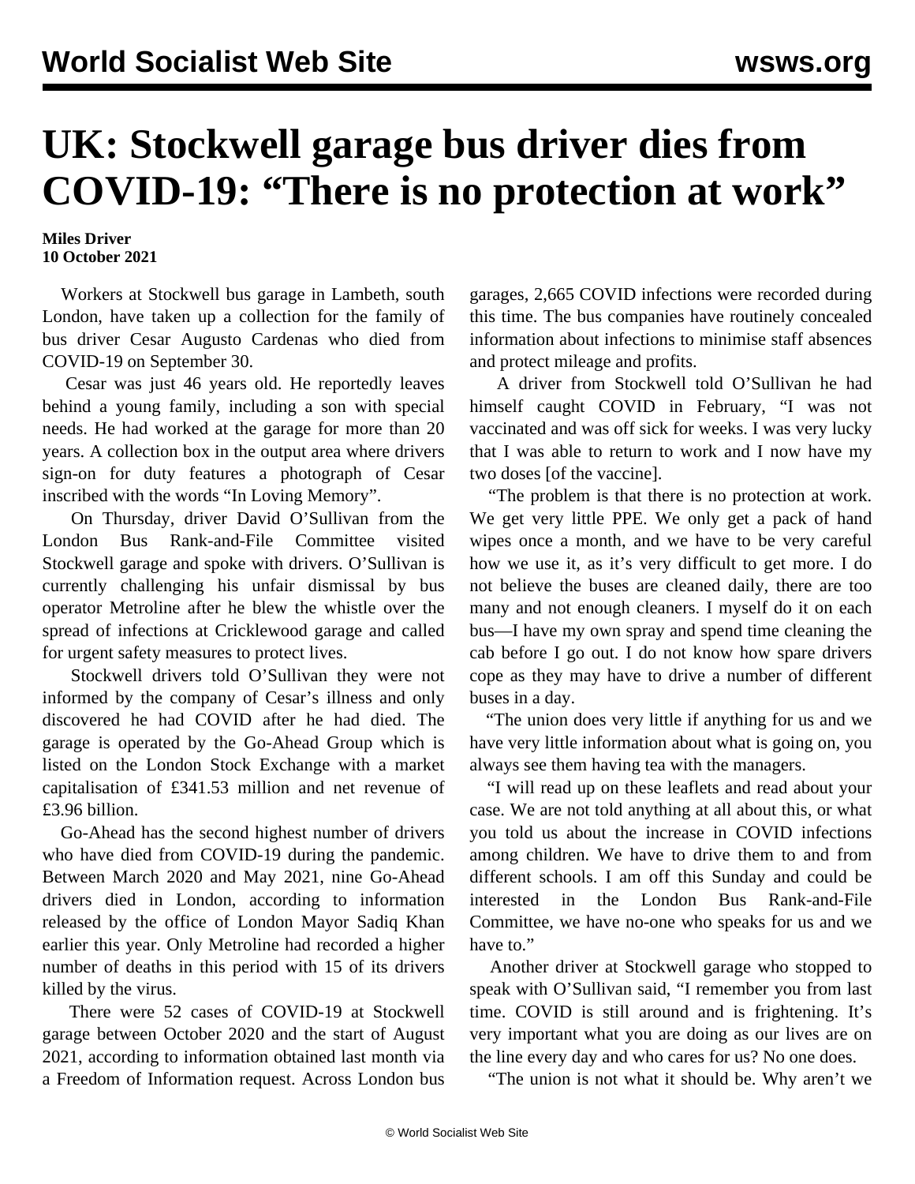# UK: Stockwell garage bus driver dies from COVID-19: "There is no protection at work"

**Miles Driver**
**10 October 2021**

Workers at Stockwell bus garage in Lambeth, south London, have taken up a collection for the family of bus driver Cesar Augusto Cardenas who died from COVID-19 on September 30.

Cesar was just 46 years old. He reportedly leaves behind a young family, including a son with special needs. He had worked at the garage for more than 20 years. A collection box in the output area where drivers sign-on for duty features a photograph of Cesar inscribed with the words "In Loving Memory".

On Thursday, driver David O'Sullivan from the London Bus Rank-and-File Committee visited Stockwell garage and spoke with drivers. O'Sullivan is currently challenging his unfair dismissal by bus operator Metroline after he blew the whistle over the spread of infections at Cricklewood garage and called for urgent safety measures to protect lives.

Stockwell drivers told O'Sullivan they were not informed by the company of Cesar's illness and only discovered he had COVID after he had died. The garage is operated by the Go-Ahead Group which is listed on the London Stock Exchange with a market capitalisation of £341.53 million and net revenue of £3.96 billion.

Go-Ahead has the second highest number of drivers who have died from COVID-19 during the pandemic. Between March 2020 and May 2021, nine Go-Ahead drivers died in London, according to information released by the office of London Mayor Sadiq Khan earlier this year. Only Metroline had recorded a higher number of deaths in this period with 15 of its drivers killed by the virus.

There were 52 cases of COVID-19 at Stockwell garage between October 2020 and the start of August 2021, according to information obtained last month via a Freedom of Information request. Across London bus garages, 2,665 COVID infections were recorded during this time. The bus companies have routinely concealed information about infections to minimise staff absences and protect mileage and profits.

A driver from Stockwell told O'Sullivan he had himself caught COVID in February, "I was not vaccinated and was off sick for weeks. I was very lucky that I was able to return to work and I now have my two doses [of the vaccine].

"The problem is that there is no protection at work. We get very little PPE. We only get a pack of hand wipes once a month, and we have to be very careful how we use it, as it's very difficult to get more. I do not believe the buses are cleaned daily, there are too many and not enough cleaners. I myself do it on each bus—I have my own spray and spend time cleaning the cab before I go out. I do not know how spare drivers cope as they may have to drive a number of different buses in a day.

"The union does very little if anything for us and we have very little information about what is going on, you always see them having tea with the managers.

"I will read up on these leaflets and read about your case. We are not told anything at all about this, or what you told us about the increase in COVID infections among children. We have to drive them to and from different schools. I am off this Sunday and could be interested in the London Bus Rank-and-File Committee, we have no-one who speaks for us and we have to."

Another driver at Stockwell garage who stopped to speak with O'Sullivan said, "I remember you from last time. COVID is still around and is frightening. It's very important what you are doing as our lives are on the line every day and who cares for us? No one does.

"The union is not what it should be. Why aren't we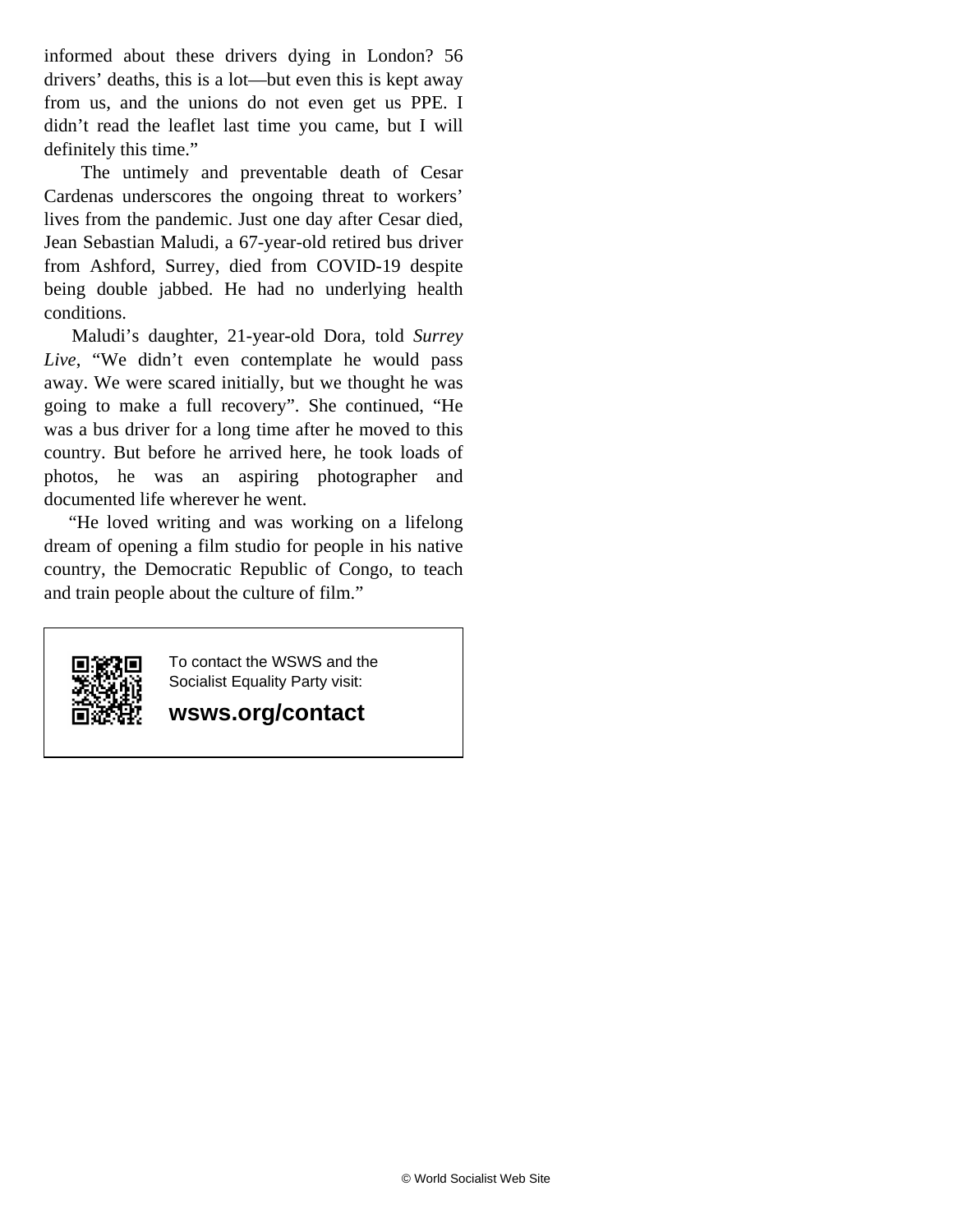informed about these drivers dying in London? 56 drivers' deaths, this is a lot—but even this is kept away from us, and the unions do not even get us PPE. I didn't read the leaflet last time you came, but I will definitely this time."

The untimely and preventable death of Cesar Cardenas underscores the ongoing threat to workers' lives from the pandemic. Just one day after Cesar died, Jean Sebastian Maludi, a 67-year-old retired bus driver from Ashford, Surrey, died from COVID-19 despite being double jabbed. He had no underlying health conditions.

Maludi's daughter, 21-year-old Dora, told *Surrey Live*, "We didn't even contemplate he would pass away. We were scared initially, but we thought he was going to make a full recovery". She continued, "He was a bus driver for a long time after he moved to this country. But before he arrived here, he took loads of photos, he was an aspiring photographer and documented life wherever he went.

"He loved writing and was working on a lifelong dream of opening a film studio for people in his native country, the Democratic Republic of Congo, to teach and train people about the culture of film."

To contact the WSWS and the Socialist Equality Party visit:

**wsws.org/contact**